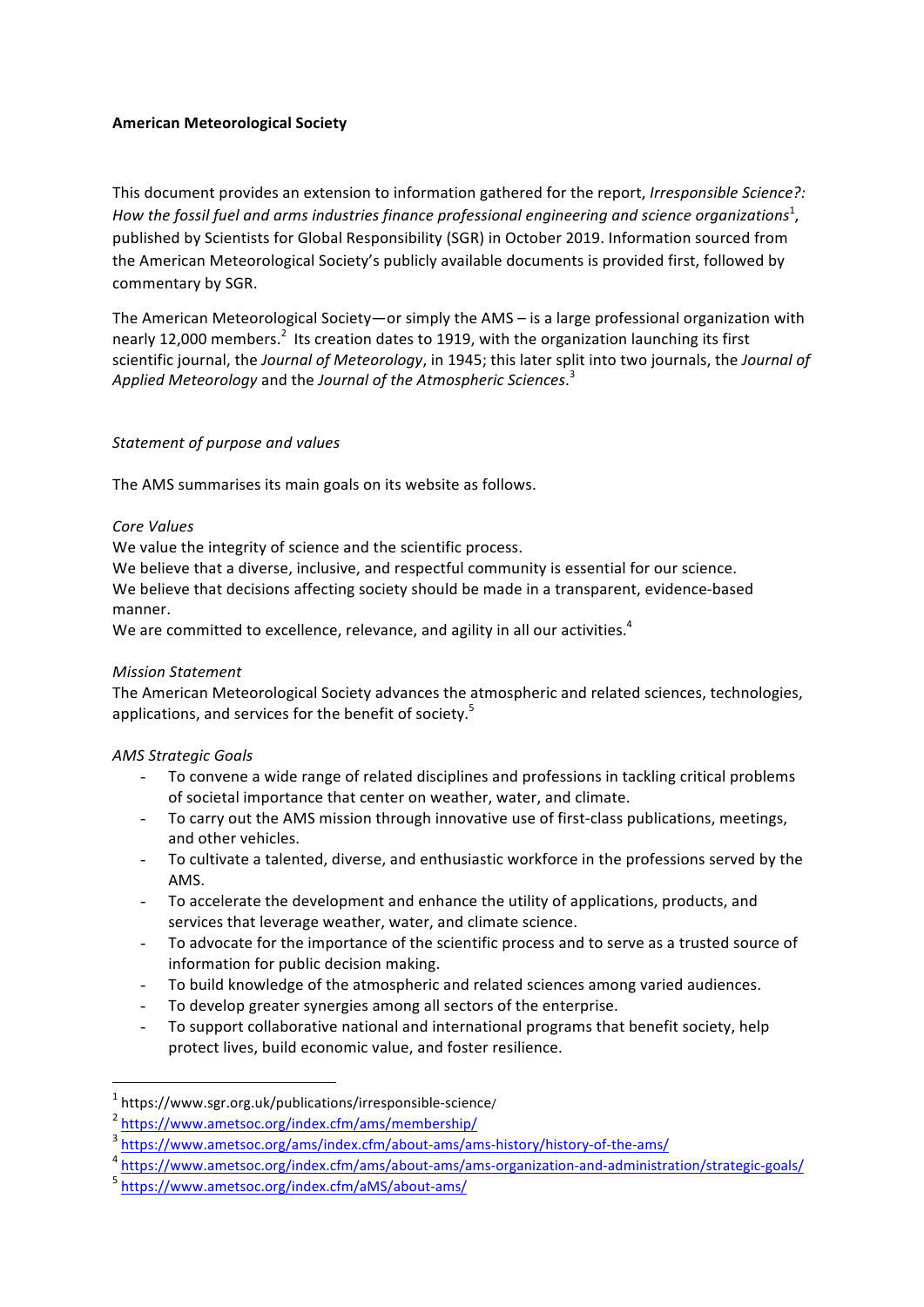**American Meteorological Society**

This document provides an extension to information gathered for the report, *Irresponsible Science?: How the fossil fuel and arms industries finance professional engineering and science organizations*[1], published by Scientists for Global Responsibility (SGR) in October 2019. Information sourced from the American Meteorological Society's publicly available documents is provided first, followed by commentary by SGR.

The American Meteorological Society—or simply the AMS – is a large professional organization with nearly 12,000 members.[2] Its creation dates to 1919, with the organization launching its first scientific journal, the *Journal of Meteorology*, in 1945; this later split into two journals, the *Journal of Applied Meteorology* and the *Journal of the Atmospheric Sciences*.[3]

*Statement of purpose and values*

The AMS summarises its main goals on its website as follows.

*Core Values*

We value the integrity of science and the scientific process.
We believe that a diverse, inclusive, and respectful community is essential for our science.
We believe that decisions affecting society should be made in a transparent, evidence-based manner.
We are committed to excellence, relevance, and agility in all our activities.[4]

*Mission Statement*

The American Meteorological Society advances the atmospheric and related sciences, technologies, applications, and services for the benefit of society.[5]

*AMS Strategic Goals*

- To convene a wide range of related disciplines and professions in tackling critical problems of societal importance that center on weather, water, and climate.
- To carry out the AMS mission through innovative use of first-class publications, meetings, and other vehicles.
- To cultivate a talented, diverse, and enthusiastic workforce in the professions served by the AMS.
- To accelerate the development and enhance the utility of applications, products, and services that leverage weather, water, and climate science.
- To advocate for the importance of the scientific process and to serve as a trusted source of information for public decision making.
- To build knowledge of the atmospheric and related sciences among varied audiences.
- To develop greater synergies among all sectors of the enterprise.
- To support collaborative national and international programs that benefit society, help protect lives, build economic value, and foster resilience.

---

[1] https://www.sgr.org.uk/publications/irresponsible-science/

[2] https://www.ametsoc.org/index.cfm/ams/membership/

[3] https://www.ametsoc.org/ams/index.cfm/about-ams/ams-history/history-of-the-ams/

[4] https://www.ametsoc.org/index.cfm/ams/about-ams/ams-organization-and-administration/strategic-goals/

[5] https://www.ametsoc.org/index.cfm/aMS/about-ams/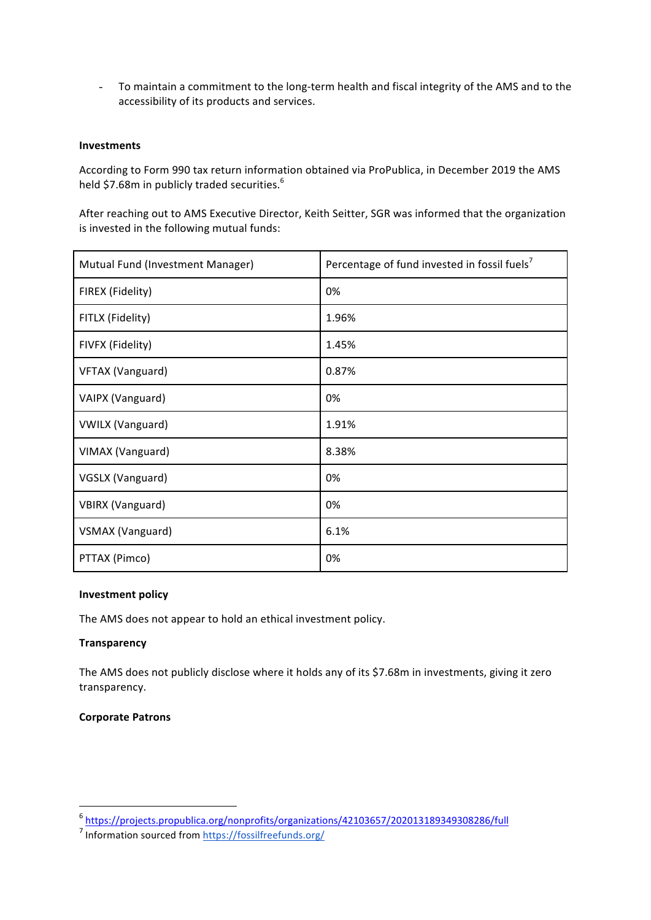- To maintain a commitment to the long-term health and fiscal integrity of the AMS and to the accessibility of its products and services.

**Investments**

According to Form 990 tax return information obtained via ProPublica, in December 2019 the AMS held $7.68m in publicly traded securities.[6]

After reaching out to AMS Executive Director, Keith Seitter, SGR was informed that the organization is invested in the following mutual funds:

| Mutual Fund (Investment Manager) | Percentage of fund invested in fossil fuels[7] |
|---|---|
| FIREX (Fidelity) | 0% |
| FITLX (Fidelity) | 1.96% |
| FIVFX (Fidelity) | 1.45% |
| VFTAX (Vanguard) | 0.87% |
| VAIPX (Vanguard) | 0% |
| VWILX (Vanguard) | 1.91% |
| VIMAX (Vanguard) | 8.38% |
| VGSLX (Vanguard) | 0% |
| VBIRX (Vanguard) | 0% |
| VSMAX (Vanguard) | 6.1% |
| PTTAX (Pimco) | 0% |

**Investment policy**

The AMS does not appear to hold an ethical investment policy.

**Transparency**

The AMS does not publicly disclose where it holds any of its $7.68m in investments, giving it zero transparency.

**Corporate Patrons**

[6] https://projects.propublica.org/nonprofits/organizations/42103657/202013189349308286/full

[7] Information sourced from https://fossilfreefunds.org/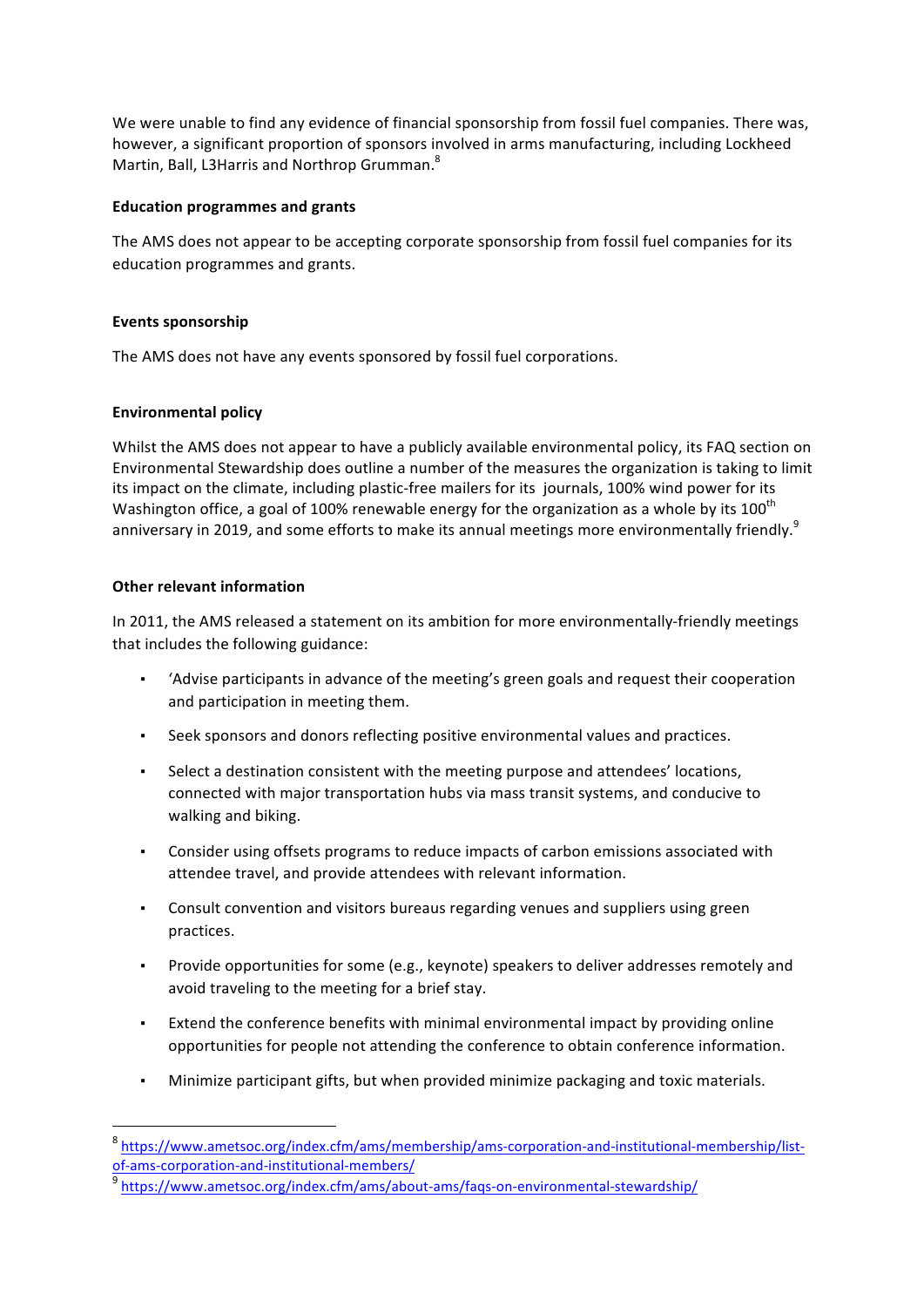We were unable to find any evidence of financial sponsorship from fossil fuel companies. There was, however, a significant proportion of sponsors involved in arms manufacturing, including Lockheed Martin, Ball, L3Harris and Northrop Grumman.[8]

**Education programmes and grants**

The AMS does not appear to be accepting corporate sponsorship from fossil fuel companies for its education programmes and grants.

**Events sponsorship**

The AMS does not have any events sponsored by fossil fuel corporations.

**Environmental policy**

Whilst the AMS does not appear to have a publicly available environmental policy, its FAQ section on Environmental Stewardship does outline a number of the measures the organization is taking to limit its impact on the climate, including plastic-free mailers for its journals, 100% wind power for its Washington office, a goal of 100% renewable energy for the organization as a whole by its 100th anniversary in 2019, and some efforts to make its annual meetings more environmentally friendly.[9]

**Other relevant information**

In 2011, the AMS released a statement on its ambition for more environmentally-friendly meetings that includes the following guidance:

- 'Advise participants in advance of the meeting's green goals and request their cooperation and participation in meeting them.
- Seek sponsors and donors reflecting positive environmental values and practices.
- Select a destination consistent with the meeting purpose and attendees' locations, connected with major transportation hubs via mass transit systems, and conducive to walking and biking.
- Consider using offsets programs to reduce impacts of carbon emissions associated with attendee travel, and provide attendees with relevant information.
- Consult convention and visitors bureaus regarding venues and suppliers using green practices.
- Provide opportunities for some (e.g., keynote) speakers to deliver addresses remotely and avoid traveling to the meeting for a brief stay.
- Extend the conference benefits with minimal environmental impact by providing online opportunities for people not attending the conference to obtain conference information.
- Minimize participant gifts, but when provided minimize packaging and toxic materials.

---

[8] https://www.ametsoc.org/index.cfm/ams/membership/ams-corporation-and-institutional-membership/list-of-ams-corporation-and-institutional-members/

[9] https://www.ametsoc.org/index.cfm/ams/about-ams/faqs-on-environmental-stewardship/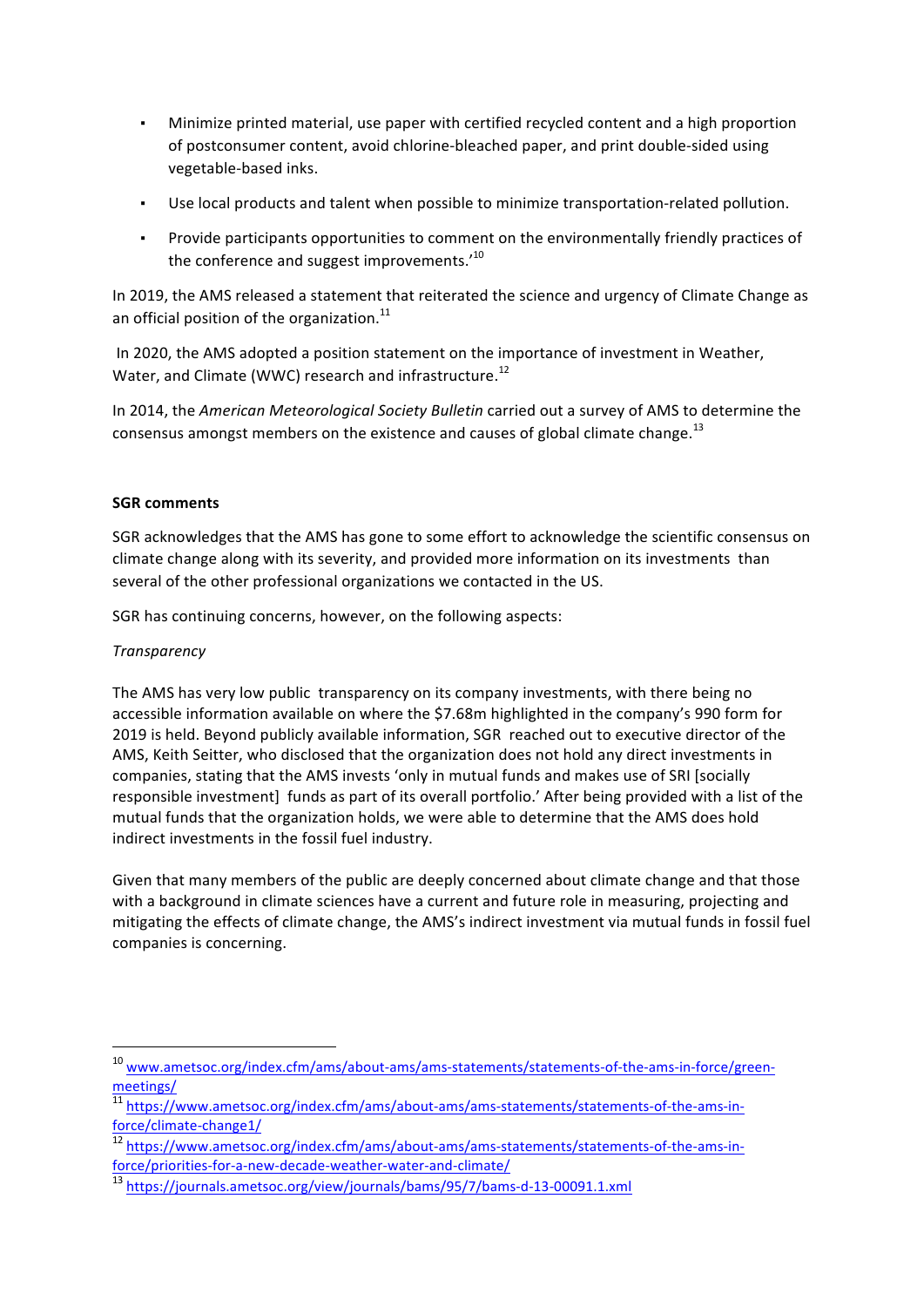- Minimize printed material, use paper with certified recycled content and a high proportion of postconsumer content, avoid chlorine-bleached paper, and print double-sided using vegetable-based inks.
- Use local products and talent when possible to minimize transportation-related pollution.
- Provide participants opportunities to comment on the environmentally friendly practices of the conference and suggest improvements.'[10]

In 2019, the AMS released a statement that reiterated the science and urgency of Climate Change as an official position of the organization.[11]

In 2020, the AMS adopted a position statement on the importance of investment in Weather, Water, and Climate (WWC) research and infrastructure.[12]

In 2014, the *American Meteorological Society Bulletin* carried out a survey of AMS to determine the consensus amongst members on the existence and causes of global climate change.[13]

**SGR comments**

SGR acknowledges that the AMS has gone to some effort to acknowledge the scientific consensus on climate change along with its severity, and provided more information on its investments than several of the other professional organizations we contacted in the US.

SGR has continuing concerns, however, on the following aspects:

*Transparency*

The AMS has very low public transparency on its company investments, with there being no accessible information available on where the $7.68m highlighted in the company's 990 form for 2019 is held. Beyond publicly available information, SGR reached out to executive director of the AMS, Keith Seitter, who disclosed that the organization does not hold any direct investments in companies, stating that the AMS invests 'only in mutual funds and makes use of SRI [socially responsible investment] funds as part of its overall portfolio.' After being provided with a list of the mutual funds that the organization holds, we were able to determine that the AMS does hold indirect investments in the fossil fuel industry.

Given that many members of the public are deeply concerned about climate change and that those with a background in climate sciences have a current and future role in measuring, projecting and mitigating the effects of climate change, the AMS's indirect investment via mutual funds in fossil fuel companies is concerning.

---

[10] www.ametsoc.org/index.cfm/ams/about-ams/ams-statements/statements-of-the-ams-in-force/green-meetings/

[11] https://www.ametsoc.org/index.cfm/ams/about-ams/ams-statements/statements-of-the-ams-in-force/climate-change1/

[12] https://www.ametsoc.org/index.cfm/ams/about-ams/ams-statements/statements-of-the-ams-in-force/priorities-for-a-new-decade-weather-water-and-climate/

[13] https://journals.ametsoc.org/view/journals/bams/95/7/bams-d-13-00091.1.xml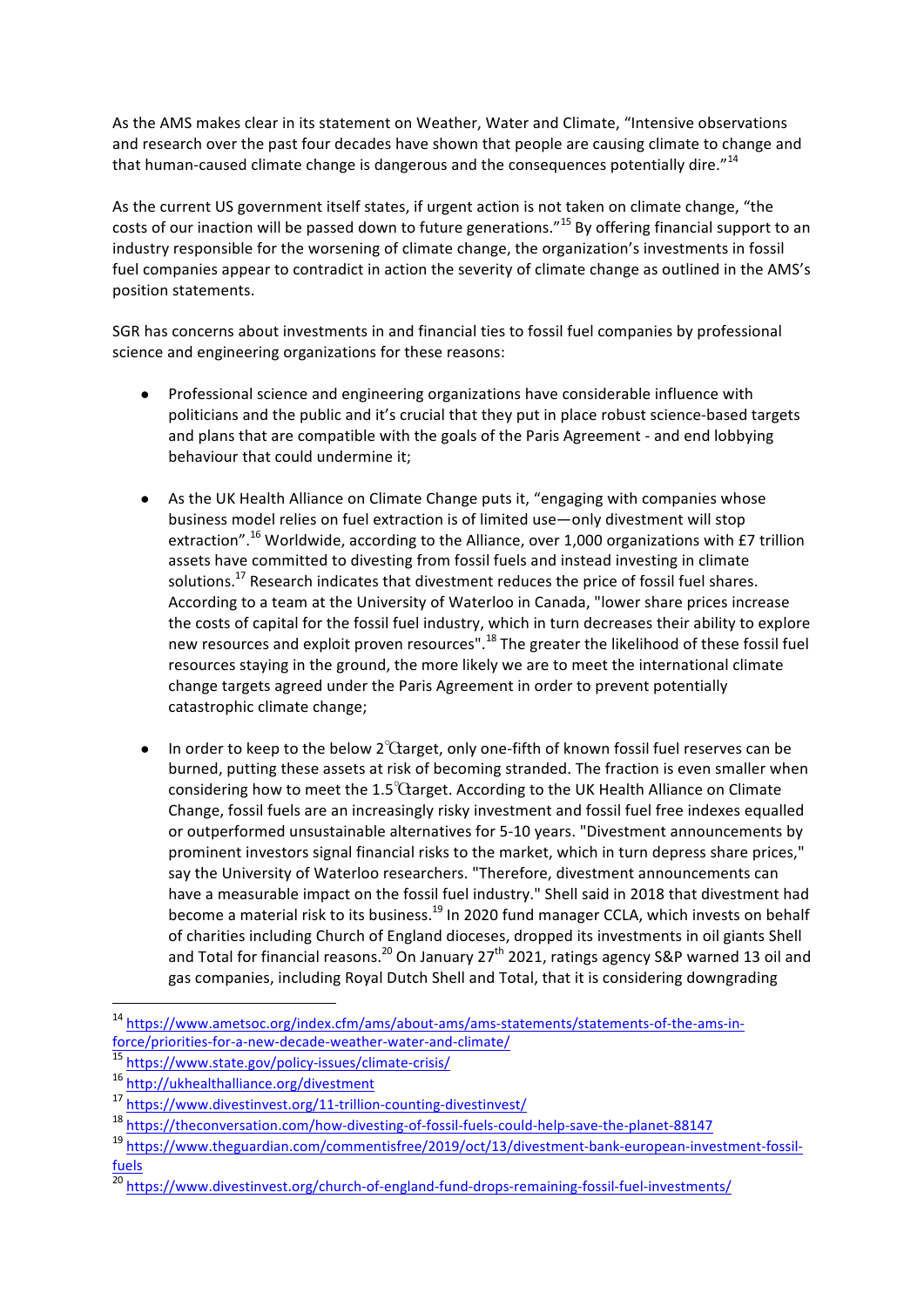As the AMS makes clear in its statement on Weather, Water and Climate, "Intensive observations and research over the past four decades have shown that people are causing climate to change and that human-caused climate change is dangerous and the consequences potentially dire."[14]

As the current US government itself states, if urgent action is not taken on climate change, "the costs of our inaction will be passed down to future generations."[15] By offering financial support to an industry responsible for the worsening of climate change, the organization's investments in fossil fuel companies appear to contradict in action the severity of climate change as outlined in the AMS's position statements.

SGR has concerns about investments in and financial ties to fossil fuel companies by professional science and engineering organizations for these reasons:

- Professional science and engineering organizations have considerable influence with politicians and the public and it's crucial that they put in place robust science-based targets and plans that are compatible with the goals of the Paris Agreement - and end lobbying behaviour that could undermine it;
- As the UK Health Alliance on Climate Change puts it, "engaging with companies whose business model relies on fuel extraction is of limited use—only divestment will stop extraction".[16] Worldwide, according to the Alliance, over 1,000 organizations with £7 trillion assets have committed to divesting from fossil fuels and instead investing in climate solutions.[17] Research indicates that divestment reduces the price of fossil fuel shares. According to a team at the University of Waterloo in Canada, "lower share prices increase the costs of capital for the fossil fuel industry, which in turn decreases their ability to explore new resources and exploit proven resources".[18] The greater the likelihood of these fossil fuel resources staying in the ground, the more likely we are to meet the international climate change targets agreed under the Paris Agreement in order to prevent potentially catastrophic climate change;
- In order to keep to the below 2℃ target, only one-fifth of known fossil fuel reserves can be burned, putting these assets at risk of becoming stranded. The fraction is even smaller when considering how to meet the 1.5℃ target. According to the UK Health Alliance on Climate Change, fossil fuels are an increasingly risky investment and fossil fuel free indexes equalled or outperformed unsustainable alternatives for 5-10 years. "Divestment announcements by prominent investors signal financial risks to the market, which in turn depress share prices," say the University of Waterloo researchers. "Therefore, divestment announcements can have a measurable impact on the fossil fuel industry." Shell said in 2018 that divestment had become a material risk to its business.[19] In 2020 fund manager CCLA, which invests on behalf of charities including Church of England dioceses, dropped its investments in oil giants Shell and Total for financial reasons.[20] On January 27th 2021, ratings agency S&P warned 13 oil and gas companies, including Royal Dutch Shell and Total, that it is considering downgrading

---

[14] https://www.ametsoc.org/index.cfm/ams/about-ams/ams-statements/statements-of-the-ams-in-force/priorities-for-a-new-decade-weather-water-and-climate/

[15] https://www.state.gov/policy-issues/climate-crisis/

[16] http://ukhealthalliance.org/divestment

[17] https://www.divestinvest.org/11-trillion-counting-divestinvest/

[18] https://theconversation.com/how-divesting-of-fossil-fuels-could-help-save-the-planet-88147

[19] https://www.theguardian.com/commentisfree/2019/oct/13/divestment-bank-european-investment-fossil-fuels

[20] https://www.divestinvest.org/church-of-england-fund-drops-remaining-fossil-fuel-investments/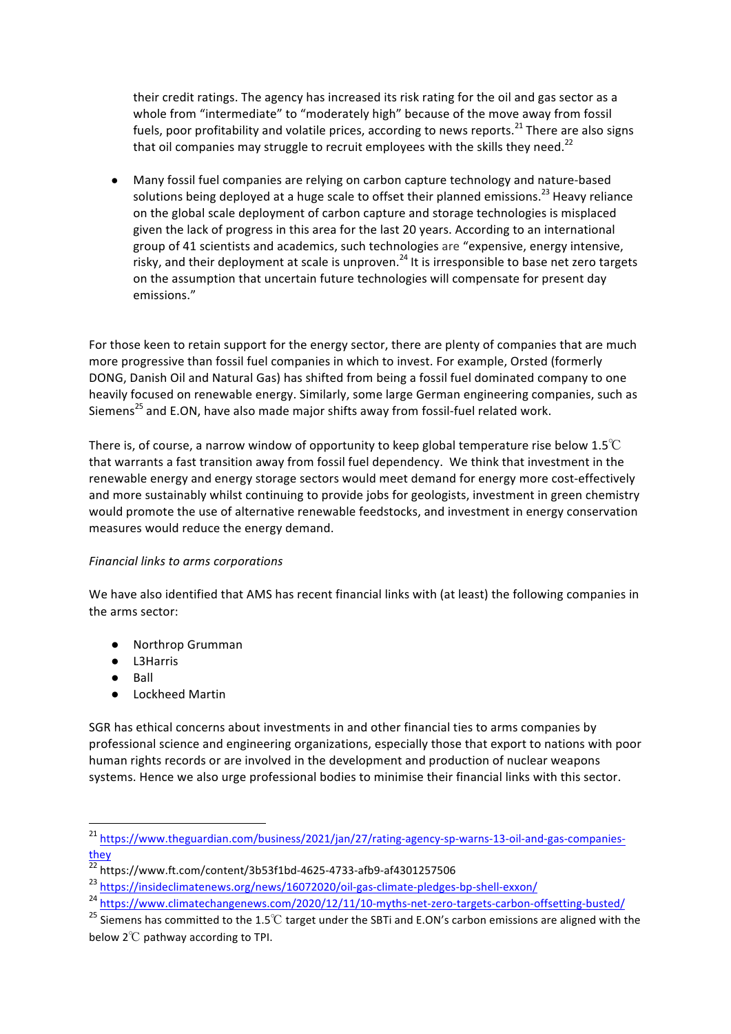their credit ratings. The agency has increased its risk rating for the oil and gas sector as a whole from "intermediate" to "moderately high" because of the move away from fossil fuels, poor profitability and volatile prices, according to news reports.[21] There are also signs that oil companies may struggle to recruit employees with the skills they need.[22]

- Many fossil fuel companies are relying on carbon capture technology and nature-based solutions being deployed at a huge scale to offset their planned emissions.[23] Heavy reliance on the global scale deployment of carbon capture and storage technologies is misplaced given the lack of progress in this area for the last 20 years. According to an international group of 41 scientists and academics, such technologies are "expensive, energy intensive, risky, and their deployment at scale is unproven.[24] It is irresponsible to base net zero targets on the assumption that uncertain future technologies will compensate for present day emissions."

For those keen to retain support for the energy sector, there are plenty of companies that are much more progressive than fossil fuel companies in which to invest. For example, Orsted (formerly DONG, Danish Oil and Natural Gas) has shifted from being a fossil fuel dominated company to one heavily focused on renewable energy. Similarly, some large German engineering companies, such as Siemens[25] and E.ON, have also made major shifts away from fossil-fuel related work.

There is, of course, a narrow window of opportunity to keep global temperature rise below 1.5℃ that warrants a fast transition away from fossil fuel dependency. We think that investment in the renewable energy and energy storage sectors would meet demand for energy more cost-effectively and more sustainably whilst continuing to provide jobs for geologists, investment in green chemistry would promote the use of alternative renewable feedstocks, and investment in energy conservation measures would reduce the energy demand.

*Financial links to arms corporations*

We have also identified that AMS has recent financial links with (at least) the following companies in the arms sector:

- Northrop Grumman
- L3Harris
- Ball
- Lockheed Martin

SGR has ethical concerns about investments in and other financial ties to arms companies by professional science and engineering organizations, especially those that export to nations with poor human rights records or are involved in the development and production of nuclear weapons systems. Hence we also urge professional bodies to minimise their financial links with this sector.

---

[21] https://www.theguardian.com/business/2021/jan/27/rating-agency-sp-warns-13-oil-and-gas-companies-they

[22] https://www.ft.com/content/3b53f1bd-4625-4733-afb9-af4301257506

[23] https://insideclimatenews.org/news/16072020/oil-gas-climate-pledges-bp-shell-exxon/

[24] https://www.climatechangenews.com/2020/12/11/10-myths-net-zero-targets-carbon-offsetting-busted/

[25] Siemens has committed to the 1.5℃ target under the SBTi and E.ON's carbon emissions are aligned with the below 2℃ pathway according to TPI.